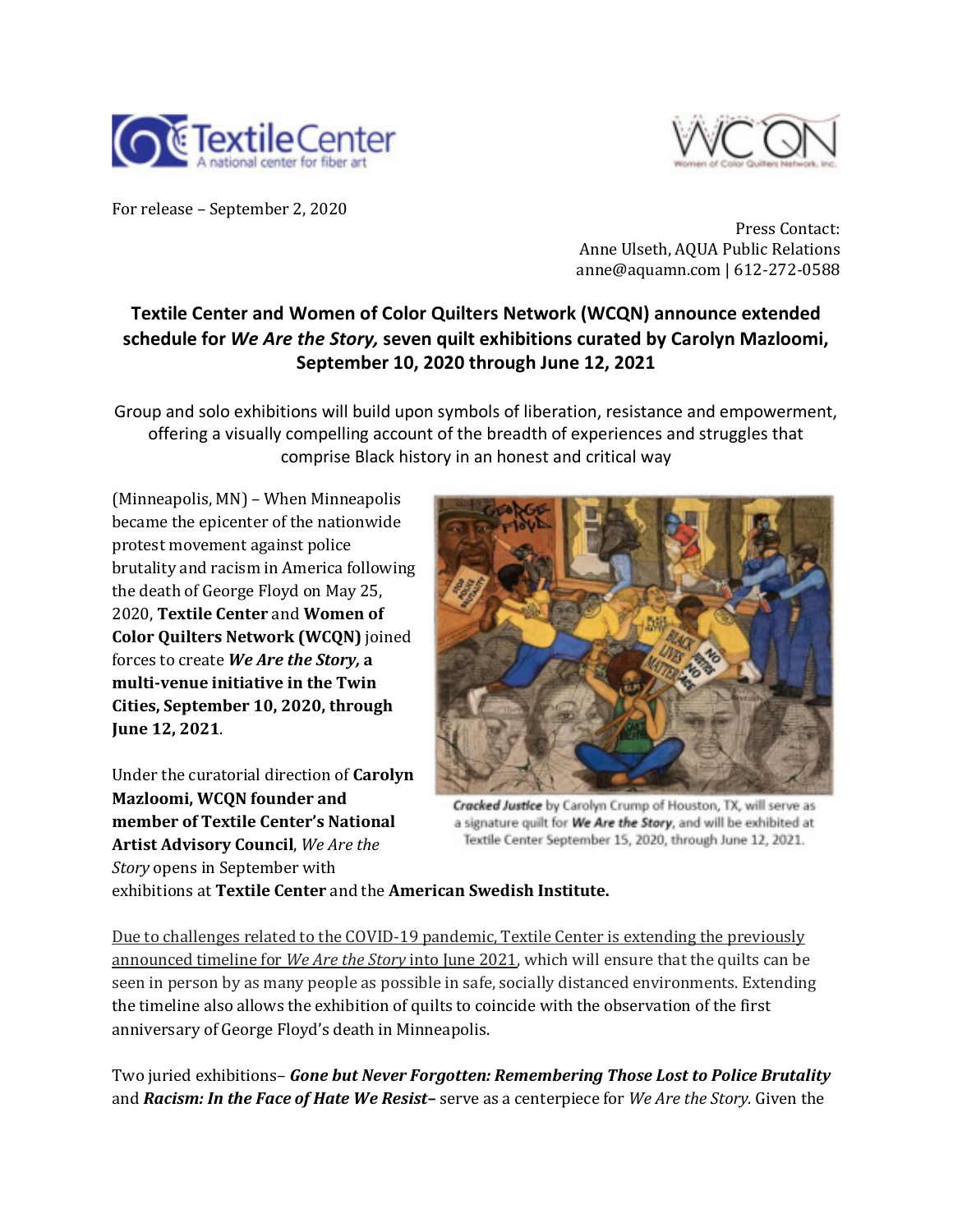For release – September 2, 2020

Press Contact:
Anne Ulseth, AQUA Public Relations
anne@aquamn.com | 612-272-0588

## Textile Center and Women of Color Quilters Network (WCQN) announce extended schedule for *We Are the Story,* seven quilt exhibitions curated by Carolyn Mazloomi, September 10, 2020 through June 12, 2021

Group and solo exhibitions will build upon symbols of liberation, resistance and empowerment, offering a visually compelling account of the breadth of experiences and struggles that comprise Black history in an honest and critical way

(Minneapolis, MN) – When Minneapolis became the epicenter of the nationwide protest movement against police brutality and racism in America following the death of George Floyd on May 25, 2020, **Textile Center** and **Women of Color Quilters Network (WCQN)** joined forces to create ***We Are the Story,* a multi-venue initiative in the Twin Cities, September 10, 2020, through June 12, 2021**.

***Cracked Justice*** by Carolyn Crump of Houston, TX, will serve as a signature quilt for ***We Are the Story***, and will be exhibited at Textile Center September 15, 2020, through June 12, 2021.

Under the curatorial direction of **Carolyn Mazloomi, WCQN founder and member of Textile Center's National Artist Advisory Council**, *We Are the Story* opens in September with exhibitions at **Textile Center** and the **American Swedish Institute.**

Due to challenges related to the COVID-19 pandemic, Textile Center is extending the previously announced timeline for *We Are the Story* into June 2021, which will ensure that the quilts can be seen in person by as many people as possible in safe, socially distanced environments. Extending the timeline also allows the exhibition of quilts to coincide with the observation of the first anniversary of George Floyd's death in Minneapolis.

Two juried exhibitions– ***Gone but Never Forgotten: Remembering Those Lost to Police Brutality*** and ***Racism: In the Face of Hate We Resist***– serve as a centerpiece for *We Are the Story.* Given the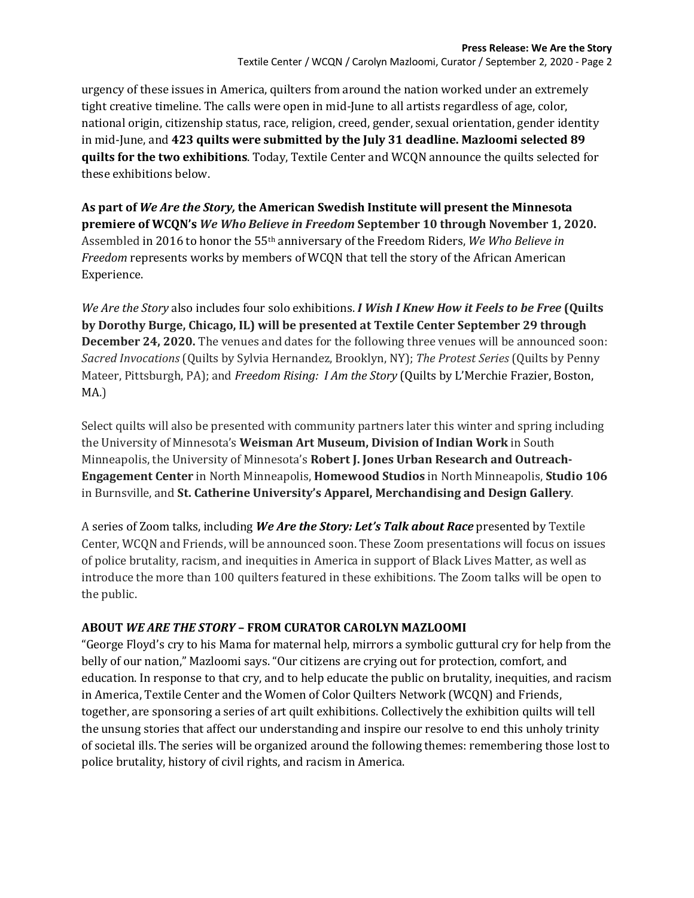urgency of these issues in America, quilters from around the nation worked under an extremely tight creative timeline. The calls were open in mid-June to all artists regardless of age, color, national origin, citizenship status, race, religion, creed, gender, sexual orientation, gender identity in mid-June, and **423 quilts were submitted by the July 31 deadline. Mazloomi selected 89 quilts for the two exhibitions**. Today, Textile Center and WCQN announce the quilts selected for these exhibitions below.

**As part of *We Are the Story,* the American Swedish Institute will present the Minnesota premiere of WCQN's *We Who Believe in Freedom* September 10 through November 1, 2020.** Assembled in 2016 to honor the 55th anniversary of the Freedom Riders, *We Who Believe in Freedom* represents works by members of WCQN that tell the story of the African American Experience.

*We Are the Story* also includes four solo exhibitions. ***I Wish I Knew How it Feels to be Free* (Quilts by Dorothy Burge, Chicago, IL) will be presented at Textile Center September 29 through December 24, 2020.** The venues and dates for the following three venues will be announced soon: *Sacred Invocations* (Quilts by Sylvia Hernandez, Brooklyn, NY); *The Protest Series* (Quilts by Penny Mateer, Pittsburgh, PA); and *Freedom Rising: I Am the Story* (Quilts by L'Merchie Frazier, Boston, MA.)

Select quilts will also be presented with community partners later this winter and spring including the University of Minnesota's **Weisman Art Museum, Division of Indian Work** in South Minneapolis, the University of Minnesota's **Robert J. Jones Urban Research and Outreach-Engagement Center** in North Minneapolis, **Homewood Studios** in North Minneapolis, **Studio 106** in Burnsville, and **St. Catherine University's Apparel, Merchandising and Design Gallery**.

A series of Zoom talks, including ***We Are the Story: Let's Talk about Race*** presented by Textile Center, WCQN and Friends, will be announced soon. These Zoom presentations will focus on issues of police brutality, racism, and inequities in America in support of Black Lives Matter, as well as introduce the more than 100 quilters featured in these exhibitions. The Zoom talks will be open to the public.

## ABOUT *WE ARE THE STORY* – FROM CURATOR CAROLYN MAZLOOMI

"George Floyd's cry to his Mama for maternal help, mirrors a symbolic guttural cry for help from the belly of our nation," Mazloomi says. "Our citizens are crying out for protection, comfort, and education. In response to that cry, and to help educate the public on brutality, inequities, and racism in America, Textile Center and the Women of Color Quilters Network (WCQN) and Friends, together, are sponsoring a series of art quilt exhibitions. Collectively the exhibition quilts will tell the unsung stories that affect our understanding and inspire our resolve to end this unholy trinity of societal ills. The series will be organized around the following themes: remembering those lost to police brutality, history of civil rights, and racism in America.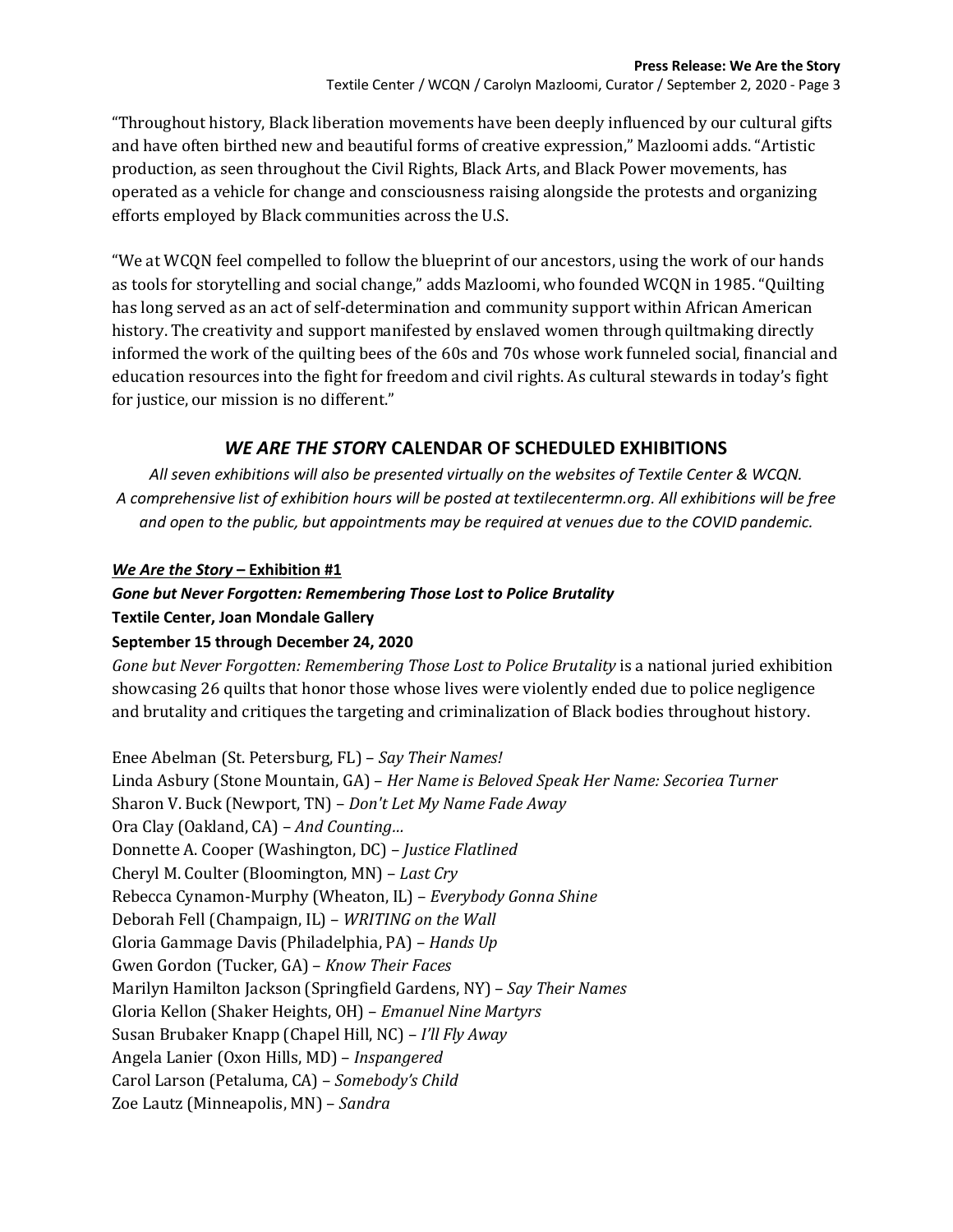"Throughout history, Black liberation movements have been deeply influenced by our cultural gifts and have often birthed new and beautiful forms of creative expression," Mazloomi adds. "Artistic production, as seen throughout the Civil Rights, Black Arts, and Black Power movements, has operated as a vehicle for change and consciousness raising alongside the protests and organizing efforts employed by Black communities across the U.S.

"We at WCQN feel compelled to follow the blueprint of our ancestors, using the work of our hands as tools for storytelling and social change," adds Mazloomi, who founded WCQN in 1985. "Quilting has long served as an act of self-determination and community support within African American history. The creativity and support manifested by enslaved women through quiltmaking directly informed the work of the quilting bees of the 60s and 70s whose work funneled social, financial and education resources into the fight for freedom and civil rights. As cultural stewards in today's fight for justice, our mission is no different."

## *WE ARE THE STOR*Y CALENDAR OF SCHEDULED EXHIBITIONS

*All seven exhibitions will also be presented virtually on the websites of Textile Center & WCQN. A comprehensive list of exhibition hours will be posted at textilecentermn.org. All exhibitions will be free and open to the public, but appointments may be required at venues due to the COVID pandemic.*

***We Are the Story* – Exhibition #1**
***Gone but Never Forgotten: Remembering Those Lost to Police Brutality***
**Textile Center, Joan Mondale Gallery**
**September 15 through December 24, 2020**

*Gone but Never Forgotten: Remembering Those Lost to Police Brutality* is a national juried exhibition showcasing 26 quilts that honor those whose lives were violently ended due to police negligence and brutality and critiques the targeting and criminalization of Black bodies throughout history.

Enee Abelman (St. Petersburg, FL) – *Say Their Names!*
Linda Asbury (Stone Mountain, GA) – *Her Name is Beloved Speak Her Name: Secoriea Turner*
Sharon V. Buck (Newport, TN) – *Don't Let My Name Fade Away*
Ora Clay (Oakland, CA) – *And Counting…*
Donnette A. Cooper (Washington, DC) – *Justice Flatlined*
Cheryl M. Coulter (Bloomington, MN) – *Last Cry*
Rebecca Cynamon-Murphy (Wheaton, IL) – *Everybody Gonna Shine*
Deborah Fell (Champaign, IL) – *WRITING on the Wall*
Gloria Gammage Davis (Philadelphia, PA) – *Hands Up*
Gwen Gordon (Tucker, GA) – *Know Their Faces*
Marilyn Hamilton Jackson (Springfield Gardens, NY) – *Say Their Names*
Gloria Kellon (Shaker Heights, OH) – *Emanuel Nine Martyrs*
Susan Brubaker Knapp (Chapel Hill, NC) – *I'll Fly Away*
Angela Lanier (Oxon Hills, MD) – *Inspangered*
Carol Larson (Petaluma, CA) – *Somebody's Child*
Zoe Lautz (Minneapolis, MN) – *Sandra*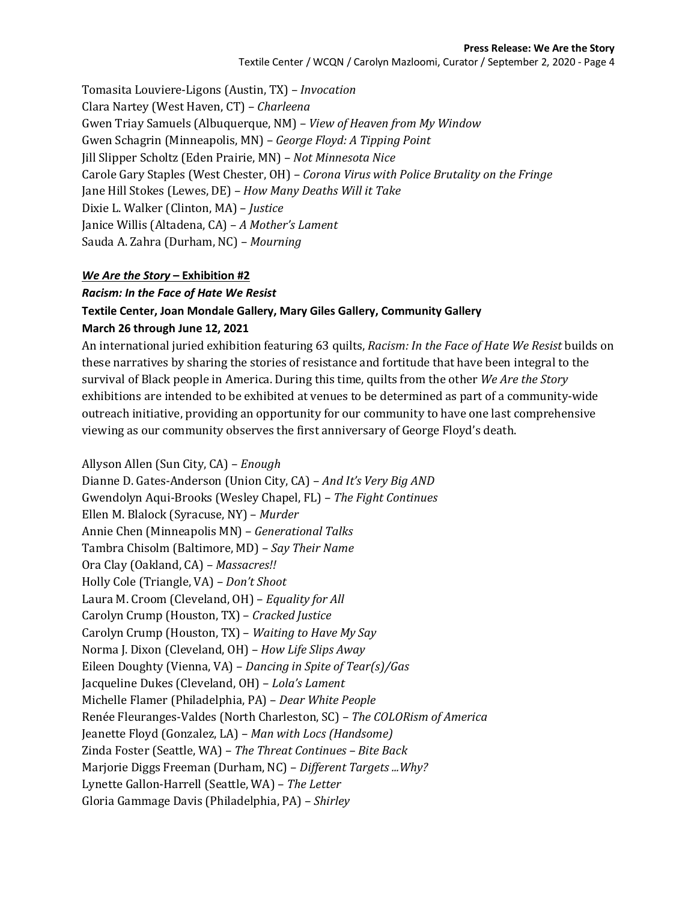Tomasita Louviere-Ligons (Austin, TX) – *Invocation*
Clara Nartey (West Haven, CT) – *Charleena*
Gwen Triay Samuels (Albuquerque, NM) – *View of Heaven from My Window*
Gwen Schagrin (Minneapolis, MN) – *George Floyd: A Tipping Point*
Jill Slipper Scholtz (Eden Prairie, MN) – *Not Minnesota Nice*
Carole Gary Staples (West Chester, OH) – *Corona Virus with Police Brutality on the Fringe*
Jane Hill Stokes (Lewes, DE) – *How Many Deaths Will it Take*
Dixie L. Walker (Clinton, MA) – *Justice*
Janice Willis (Altadena, CA) – *A Mother's Lament*
Sauda A. Zahra (Durham, NC) – *Mourning*

***We Are the Story* – Exhibition #2**
***Racism: In the Face of Hate We Resist***
**Textile Center, Joan Mondale Gallery, Mary Giles Gallery, Community Gallery**
**March 26 through June 12, 2021**

An international juried exhibition featuring 63 quilts, *Racism: In the Face of Hate We Resist* builds on these narratives by sharing the stories of resistance and fortitude that have been integral to the survival of Black people in America. During this time, quilts from the other *We Are the Story* exhibitions are intended to be exhibited at venues to be determined as part of a community-wide outreach initiative, providing an opportunity for our community to have one last comprehensive viewing as our community observes the first anniversary of George Floyd's death.

Allyson Allen (Sun City, CA) – *Enough*
Dianne D. Gates-Anderson (Union City, CA) – *And It's Very Big AND*
Gwendolyn Aqui-Brooks (Wesley Chapel, FL) – *The Fight Continues*
Ellen M. Blalock (Syracuse, NY) – *Murder*
Annie Chen (Minneapolis MN) – *Generational Talks*
Tambra Chisolm (Baltimore, MD) – *Say Their Name*
Ora Clay (Oakland, CA) – *Massacres!!*
Holly Cole (Triangle, VA) – *Don't Shoot*
Laura M. Croom (Cleveland, OH) – *Equality for All*
Carolyn Crump (Houston, TX) – *Cracked Justice*
Carolyn Crump (Houston, TX) – *Waiting to Have My Say*
Norma J. Dixon (Cleveland, OH) – *How Life Slips Away*
Eileen Doughty (Vienna, VA) – *Dancing in Spite of Tear(s)/Gas*
Jacqueline Dukes (Cleveland, OH) – *Lola's Lament*
Michelle Flamer (Philadelphia, PA) – *Dear White People*
Renée Fleuranges-Valdes (North Charleston, SC) – *The COLORism of America*
Jeanette Floyd (Gonzalez, LA) – *Man with Locs (Handsome)*
Zinda Foster (Seattle, WA) – *The Threat Continues – Bite Back*
Marjorie Diggs Freeman (Durham, NC) – *Different Targets ...Why?*
Lynette Gallon-Harrell (Seattle, WA) – *The Letter*
Gloria Gammage Davis (Philadelphia, PA) – *Shirley*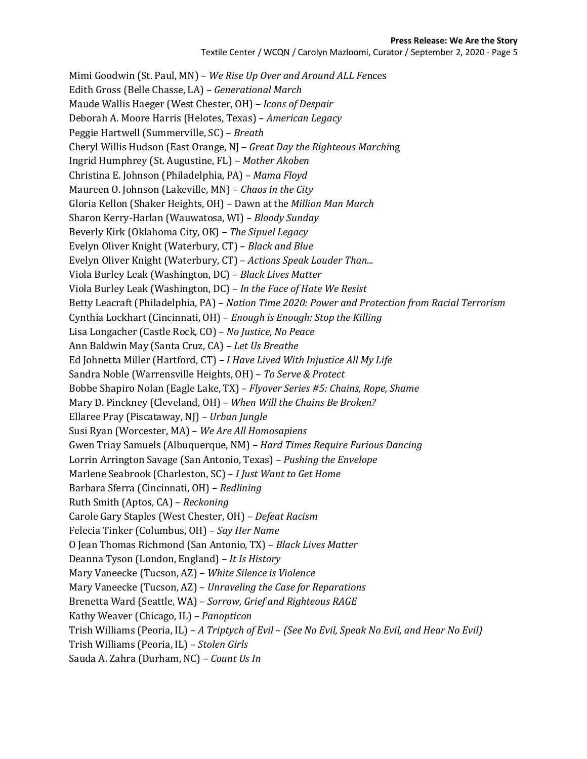Mimi Goodwin (St. Paul, MN) – *We Rise Up Over and Around ALL Fe*nces
Edith Gross (Belle Chasse, LA) – *Generational March*
Maude Wallis Haeger (West Chester, OH) – *Icons of Despair*
Deborah A. Moore Harris (Helotes, Texas) – *American Legacy*
Peggie Hartwell (Summerville, SC) – *Breath*
Cheryl Willis Hudson (East Orange, NJ – *Great Day the Righteous Marchi*ng
Ingrid Humphrey (St. Augustine, FL) – *Mother Akoben*
Christina E. Johnson (Philadelphia, PA) – *Mama Floyd*
Maureen O. Johnson (Lakeville, MN) – *Chaos in the City*
Gloria Kellon (Shaker Heights, OH) – Dawn at the *Million Man March*
Sharon Kerry-Harlan (Wauwatosa, WI) – *Bloody Sunday*
Beverly Kirk (Oklahoma City, OK) – *The Sipuel Legacy*
Evelyn Oliver Knight (Waterbury, CT) – *Black and Blue*
Evelyn Oliver Knight (Waterbury, CT) – *Actions Speak Louder Than...*
Viola Burley Leak (Washington, DC) – *Black Lives Matter*
Viola Burley Leak (Washington, DC) – *In the Face of Hate We Resist*
Betty Leacraft (Philadelphia, PA) – *Nation Time 2020: Power and Protection from Racial Terrorism*
Cynthia Lockhart (Cincinnati, OH) – *Enough is Enough: Stop the Killing*
Lisa Longacher (Castle Rock, CO) – *No Justice, No Peace*
Ann Baldwin May (Santa Cruz, CA) – *Let Us Breathe*
Ed Johnetta Miller (Hartford, CT) – *I Have Lived With Injustice All My Life*
Sandra Noble (Warrensville Heights, OH) – *To Serve & Protect*
Bobbe Shapiro Nolan (Eagle Lake, TX) – *Flyover Series #5: Chains, Rope, Shame*
Mary D. Pinckney (Cleveland, OH) – *When Will the Chains Be Broken?*
Ellaree Pray (Piscataway, NJ) – *Urban Jungle*
Susi Ryan (Worcester, MA) – *We Are All Homosapiens*
Gwen Triay Samuels (Albuquerque, NM) – *Hard Times Require Furious Dancing*
Lorrin Arrington Savage (San Antonio, Texas) – *Pushing the Envelope*
Marlene Seabrook (Charleston, SC) – *I Just Want to Get Home*
Barbara Sferra (Cincinnati, OH) – *Redlining*
Ruth Smith (Aptos, CA) – *Reckoning*
Carole Gary Staples (West Chester, OH) – *Defeat Racism*
Felecia Tinker (Columbus, OH) – *Say Her Name*
O Jean Thomas Richmond (San Antonio, TX) – *Black Lives Matter*
Deanna Tyson (London, England) – *It Is History*
Mary Vaneecke (Tucson, AZ) – *White Silence is Violence*
Mary Vaneecke (Tucson, AZ) – *Unraveling the Case for Reparations*
Brenetta Ward (Seattle, WA) – *Sorrow, Grief and Righteous RAGE*
Kathy Weaver (Chicago, IL) – *Panopticon*
Trish Williams (Peoria, IL) – *A Triptych of Evil – (See No Evil, Speak No Evil, and Hear No Evil)*
Trish Williams (Peoria, IL) – *Stolen Girls*
Sauda A. Zahra (Durham, NC) – *Count Us In*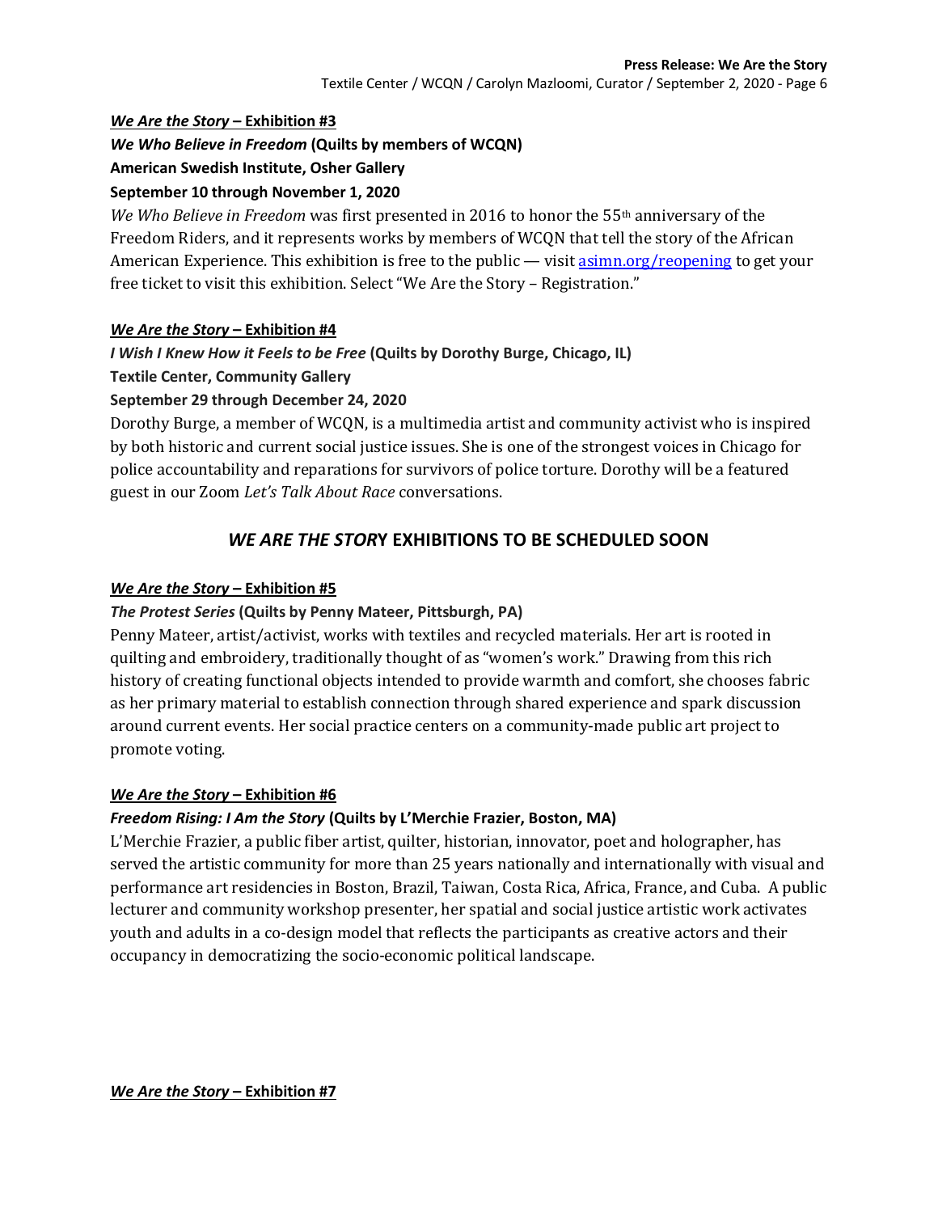***We Are the Story* – Exhibition #3**

***We Who Believe in Freedom* (Quilts by members of WCQN)**

**American Swedish Institute, Osher Gallery**

**September 10 through November 1, 2020**

*We Who Believe in Freedom* was first presented in 2016 to honor the 55th anniversary of the Freedom Riders, and it represents works by members of WCQN that tell the story of the African American Experience. This exhibition is free to the public — visit [asimn.org/reopening](asimn.org/reopening) to get your free ticket to visit this exhibition. Select "We Are the Story – Registration."

***We Are the Story* – Exhibition #4**

***I Wish I Knew How it Feels to be Free* (Quilts by Dorothy Burge, Chicago, IL)**

**Textile Center, Community Gallery**

**September 29 through December 24, 2020**

Dorothy Burge, a member of WCQN, is a multimedia artist and community activist who is inspired by both historic and current social justice issues. She is one of the strongest voices in Chicago for police accountability and reparations for survivors of police torture. Dorothy will be a featured guest in our Zoom *Let's Talk About Race* conversations.

## *WE ARE THE STORY* EXHIBITIONS TO BE SCHEDULED SOON

***We Are the Story* – Exhibition #5**

***The Protest Series* (Quilts by Penny Mateer, Pittsburgh, PA)**

Penny Mateer, artist/activist, works with textiles and recycled materials. Her art is rooted in quilting and embroidery, traditionally thought of as "women's work." Drawing from this rich history of creating functional objects intended to provide warmth and comfort, she chooses fabric as her primary material to establish connection through shared experience and spark discussion around current events. Her social practice centers on a community-made public art project to promote voting.

***We Are the Story* – Exhibition #6**

***Freedom Rising: I Am the Story* (Quilts by L'Merchie Frazier, Boston, MA)**

L'Merchie Frazier, a public fiber artist, quilter, historian, innovator, poet and holographer, has served the artistic community for more than 25 years nationally and internationally with visual and performance art residencies in Boston, Brazil, Taiwan, Costa Rica, Africa, France, and Cuba. A public lecturer and community workshop presenter, her spatial and social justice artistic work activates youth and adults in a co-design model that reflects the participants as creative actors and their occupancy in democratizing the socio-economic political landscape.

***We Are the Story* – Exhibition #7**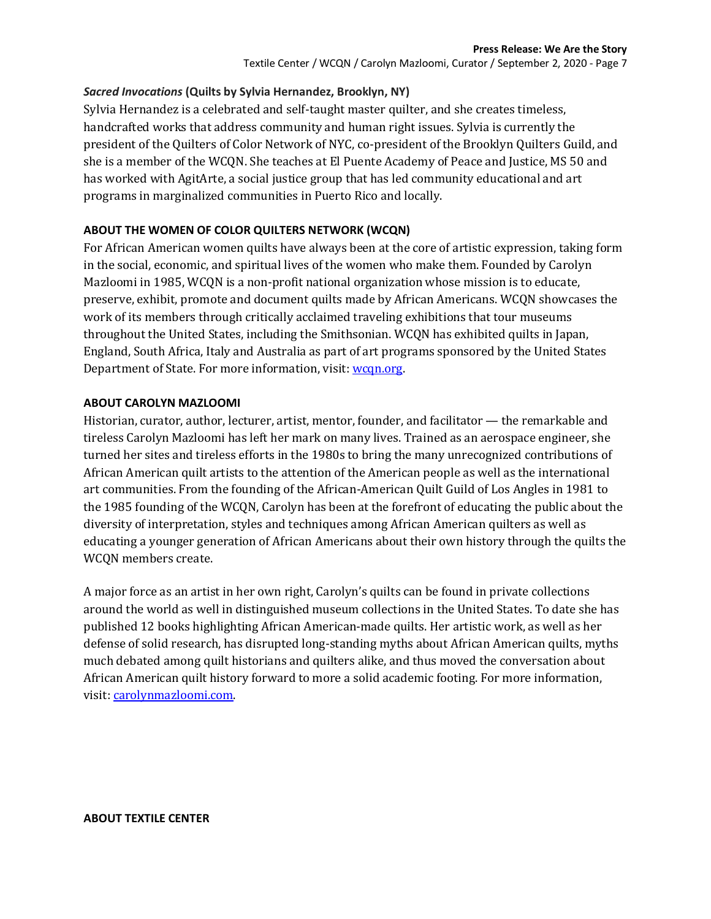***Sacred Invocations*** **(Quilts by Sylvia Hernandez, Brooklyn, NY)**

Sylvia Hernandez is a celebrated and self-taught master quilter, and she creates timeless, handcrafted works that address community and human right issues. Sylvia is currently the president of the Quilters of Color Network of NYC, co-president of the Brooklyn Quilters Guild, and she is a member of the WCQN. She teaches at El Puente Academy of Peace and Justice, MS 50 and has worked with AgitArte, a social justice group that has led community educational and art programs in marginalized communities in Puerto Rico and locally.

**ABOUT THE WOMEN OF COLOR QUILTERS NETWORK (WCQN)**

For African American women quilts have always been at the core of artistic expression, taking form in the social, economic, and spiritual lives of the women who make them. Founded by Carolyn Mazloomi in 1985, WCQN is a non-profit national organization whose mission is to educate, preserve, exhibit, promote and document quilts made by African Americans. WCQN showcases the work of its members through critically acclaimed traveling exhibitions that tour museums throughout the United States, including the Smithsonian. WCQN has exhibited quilts in Japan, England, South Africa, Italy and Australia as part of art programs sponsored by the United States Department of State. For more information, visit: [wcqn.org](wcqn.org).

**ABOUT CAROLYN MAZLOOMI**

Historian, curator, author, lecturer, artist, mentor, founder, and facilitator — the remarkable and tireless Carolyn Mazloomi has left her mark on many lives. Trained as an aerospace engineer, she turned her sites and tireless efforts in the 1980s to bring the many unrecognized contributions of African American quilt artists to the attention of the American people as well as the international art communities. From the founding of the African-American Quilt Guild of Los Angles in 1981 to the 1985 founding of the WCQN, Carolyn has been at the forefront of educating the public about the diversity of interpretation, styles and techniques among African American quilters as well as educating a younger generation of African Americans about their own history through the quilts the WCQN members create.

A major force as an artist in her own right, Carolyn's quilts can be found in private collections around the world as well in distinguished museum collections in the United States. To date she has published 12 books highlighting African American-made quilts. Her artistic work, as well as her defense of solid research, has disrupted long-standing myths about African American quilts, myths much debated among quilt historians and quilters alike, and thus moved the conversation about African American quilt history forward to more a solid academic footing. For more information, visit: [carolynmazloomi.com](carolynmazloomi.com).

**ABOUT TEXTILE CENTER**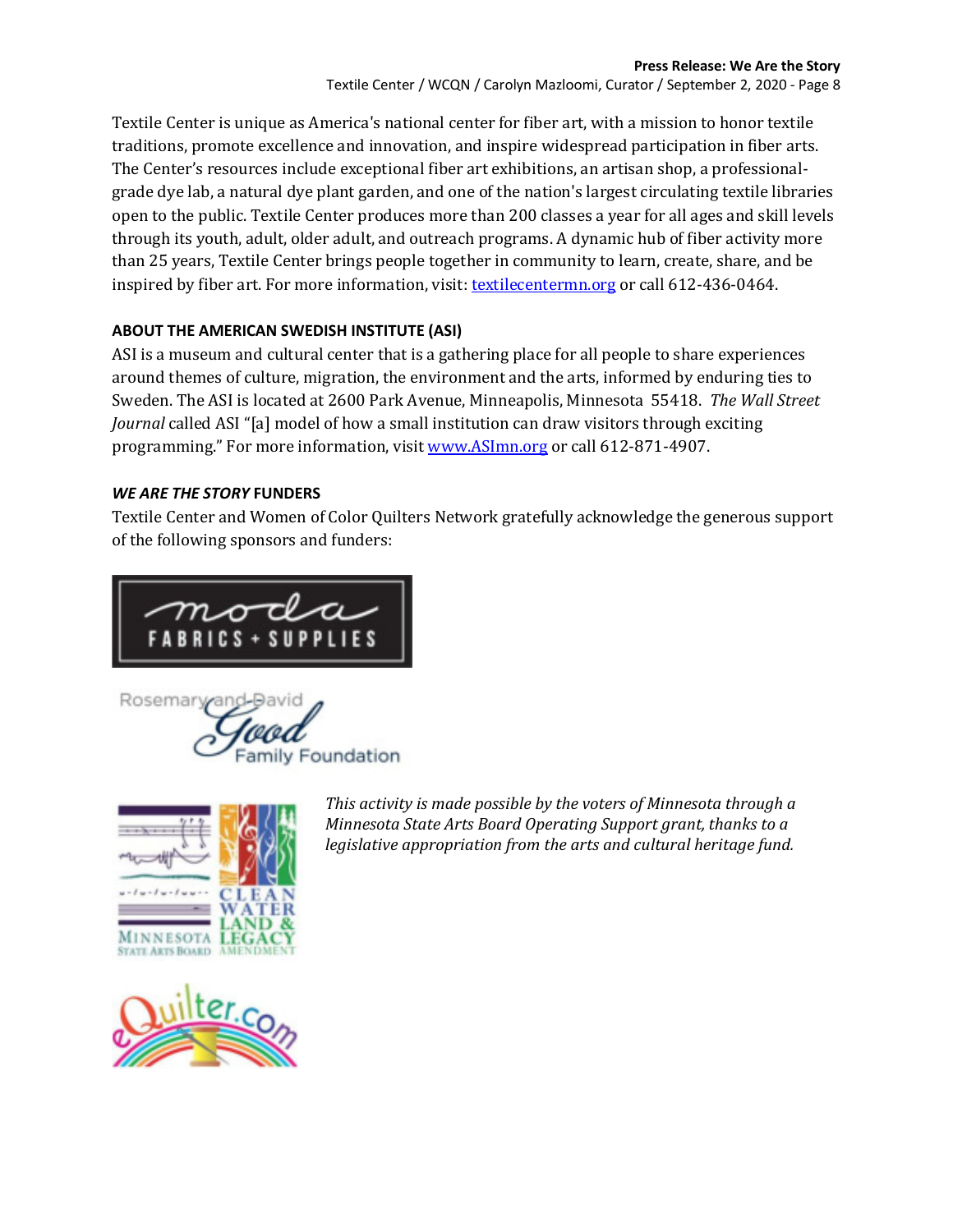Textile Center is unique as America's national center for fiber art, with a mission to honor textile traditions, promote excellence and innovation, and inspire widespread participation in fiber arts. The Center's resources include exceptional fiber art exhibitions, an artisan shop, a professional-grade dye lab, a natural dye plant garden, and one of the nation's largest circulating textile libraries open to the public. Textile Center produces more than 200 classes a year for all ages and skill levels through its youth, adult, older adult, and outreach programs. A dynamic hub of fiber activity more than 25 years, Textile Center brings people together in community to learn, create, share, and be inspired by fiber art. For more information, visit: textilecentermn.org or call 612-436-0464.

**ABOUT THE AMERICAN SWEDISH INSTITUTE (ASI)**

ASI is a museum and cultural center that is a gathering place for all people to share experiences around themes of culture, migration, the environment and the arts, informed by enduring ties to Sweden. The ASI is located at 2600 Park Avenue, Minneapolis, Minnesota 55418. *The Wall Street Journal* called ASI "[a] model of how a small institution can draw visitors through exciting programming." For more information, visit www.ASImn.org or call 612-871-4907.

***WE ARE THE STORY* FUNDERS**

Textile Center and Women of Color Quilters Network gratefully acknowledge the generous support of the following sponsors and funders:

moda FABRICS + SUPPLIES

Rosemary and David Good Family Foundation

MINNESOTA STATE ARTS BOARD

CLEAN WATER LAND & LEGACY AMENDMENT

*This activity is made possible by the voters of Minnesota through a Minnesota State Arts Board Operating Support grant, thanks to a legislative appropriation from the arts and cultural heritage fund.*

eQuilter.com